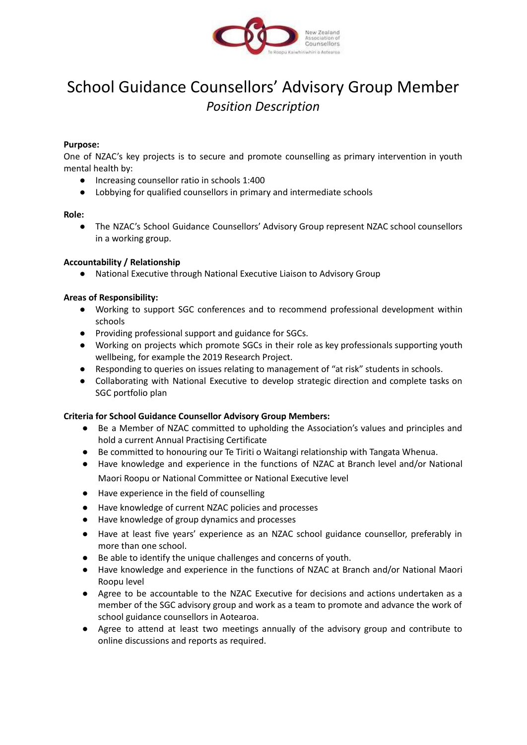# School Guidance Counsellors' Advisory Group Member

## *Position Description*

**Purpose:**

One of NZAC's key projects is to secure and promote counselling as primary intervention in youth mental health by:

- Increasing counsellor ratio in schools 1:400
- Lobbying for qualified counsellors in primary and intermediate schools

**Role:**

- The NZAC's School Guidance Counsellors' Advisory Group represent NZAC school counsellors in a working group.

**Accountability / Relationship**

- National Executive through National Executive Liaison to Advisory Group

**Areas of Responsibility:**

- Working to support SGC conferences and to recommend professional development within schools
- Providing professional support and guidance for SGCs.
- Working on projects which promote SGCs in their role as key professionals supporting youth wellbeing, for example the 2019 Research Project.
- Responding to queries on issues relating to management of "at risk" students in schools.
- Collaborating with National Executive to develop strategic direction and complete tasks on SGC portfolio plan

**Criteria for School Guidance Counsellor Advisory Group Members:**

- Be a Member of NZAC committed to upholding the Association's values and principles and hold a current Annual Practising Certificate
- Be committed to honouring our Te Tiriti o Waitangi relationship with Tangata Whenua.
- Have knowledge and experience in the functions of NZAC at Branch level and/or National Maori Roopu or National Committee or National Executive level
- Have experience in the field of counselling
- Have knowledge of current NZAC policies and processes
- Have knowledge of group dynamics and processes
- Have at least five years' experience as an NZAC school guidance counsellor, preferably in more than one school.
- Be able to identify the unique challenges and concerns of youth.
- Have knowledge and experience in the functions of NZAC at Branch and/or National Maori Roopu level
- Agree to be accountable to the NZAC Executive for decisions and actions undertaken as a member of the SGC advisory group and work as a team to promote and advance the work of school guidance counsellors in Aotearoa.
- Agree to attend at least two meetings annually of the advisory group and contribute to online discussions and reports as required.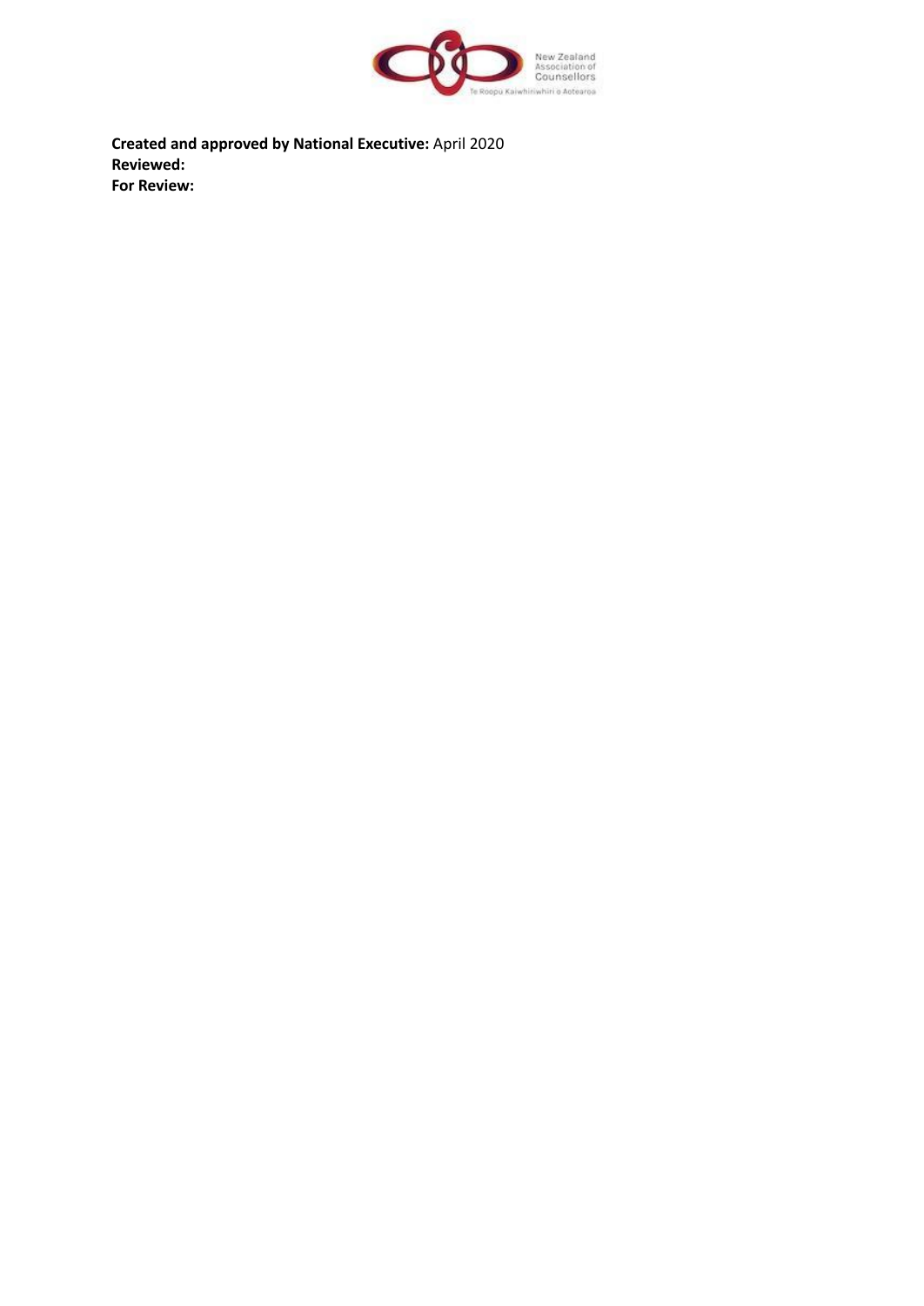**Created and approved by National Executive:** April 2020
**Reviewed:**
**For Review:**